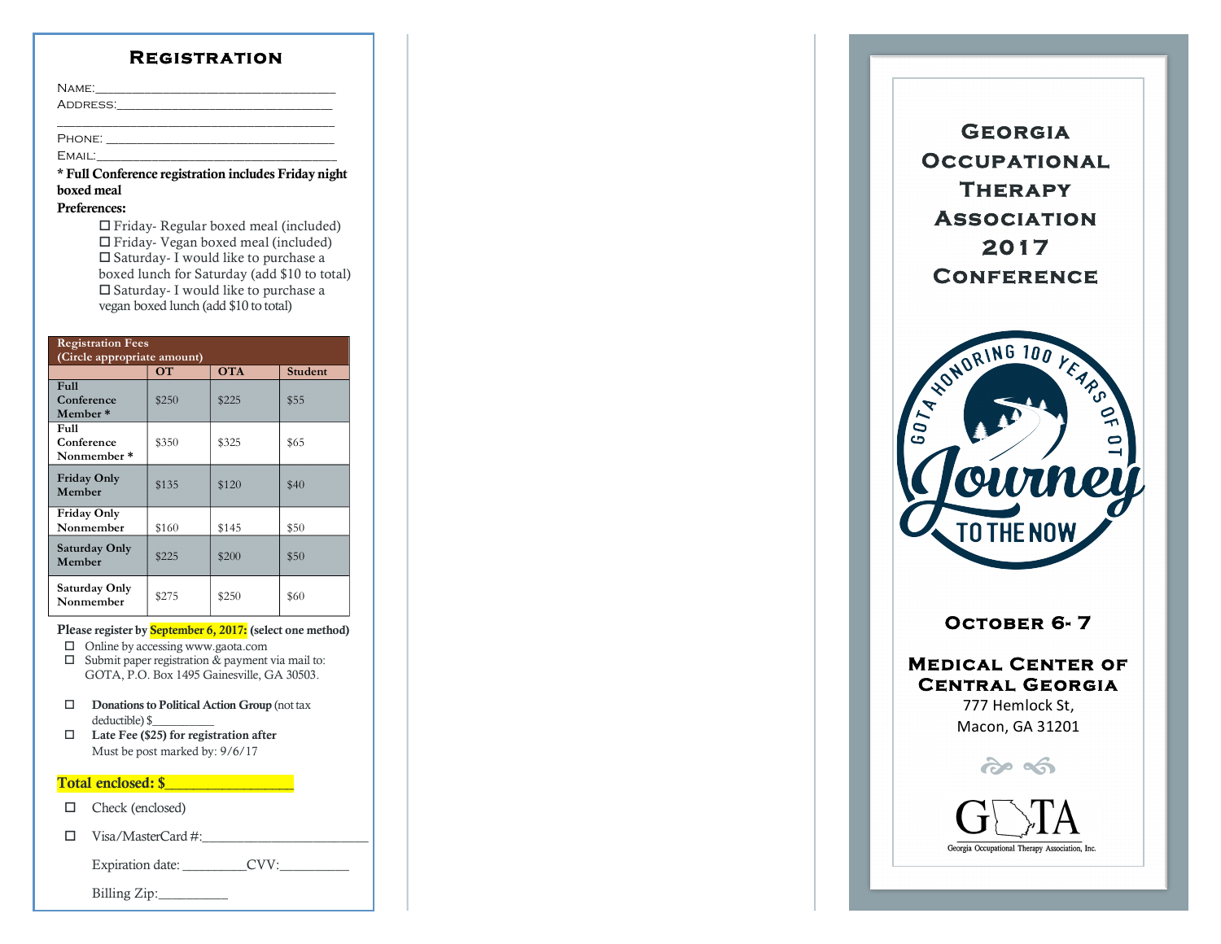## Registration

Name:_________________________________

Address:______________________________

______________________________________

Phone: _______________________________

Email:_________________________________

**\* Full Conference registration includes Friday night boxed meal**

**Preferences:**

- ☐ Friday- Regular boxed meal (included)
- ☐ Friday- Vegan boxed meal (included)
- ☐ Saturday- I would like to purchase a boxed lunch for Saturday (add $10 to total)
- ☐ Saturday- I would like to purchase a vegan boxed lunch (add $10 to total)

| Registration Fees (Circle appropriate amount) | OT | OTA | Student |
|---|---|---|---|
| **Full Conference Member \*** | $250 | $225 | $55 |
| **Full Conference Nonmember \*** | $350 | $325 | $65 |
| **Friday Only Member** | $135 | $120 | $40 |
| **Friday Only Nonmember** | $160 | $145 | $50 |
| **Saturday Only Member** | $225 | $200 | $50 |
| **Saturday Only Nonmember** | $275 | $250 | $60 |

Please register by **September 6, 2017:** **(select one method)**

- ☐ Online by accessing www.gaota.com
- ☐ Submit paper registration & payment via mail to: GOTA, P.O. Box 1495 Gainesville, GA 30503.

- ☐ **Donations to Political Action Group** (not tax deductible) $__________
- ☐ **Late Fee ($25) for registration after** Must be post marked by: 9/6/17

**Total enclosed: $_________________**

- ☐ Check (enclosed)
- ☐ Visa/MasterCard #:________________________

Expiration date: _________CVV:__________

Billing Zip:__________

# Georgia Occupational Therapy Association 2017 Conference

GOTA Honoring 100 Years of OT

Journey to the Now

**October 6- 7**

**Medical Center of Central Georgia**

777 Hemlock St,
Macon, GA 31201

GOTA

Georgia Occupational Therapy Association, Inc.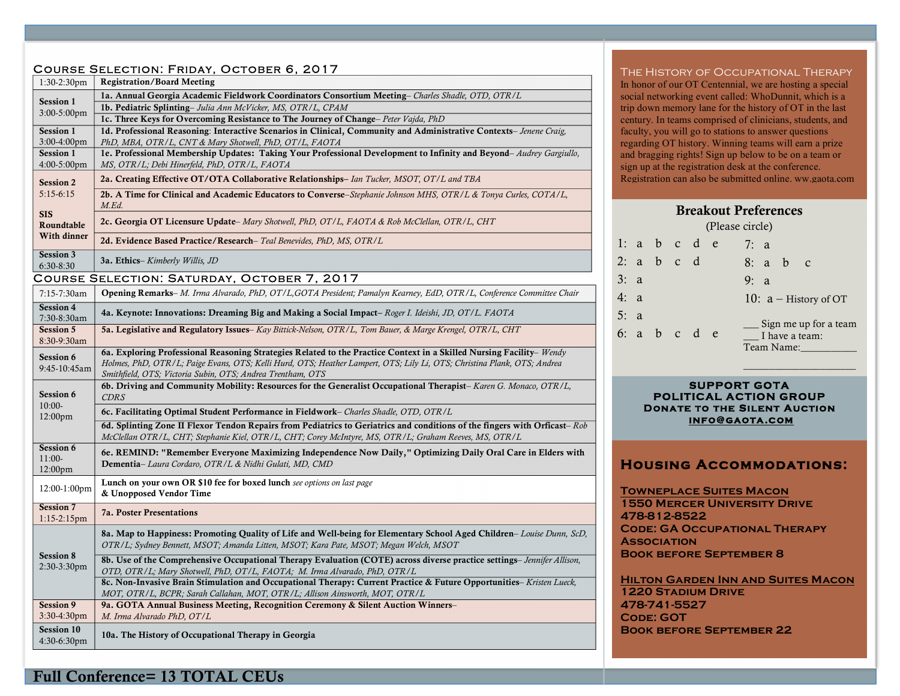## Course Selection: Friday, October 6, 2017

| | |
|---|---|
| 1:30-2:30pm | **Registration/Board Meeting** |
| Session 1 3:00-5:00pm | **1a. Annual Georgia Academic Fieldwork Coordinators Consortium Meeting**– *Charles Shadle, OTD, OTR/L* |
| | **1b. Pediatric Splinting**– *Julia Ann McVicker, MS, OTR/L, CPAM* |
| | **1c. Three Keys for Overcoming Resistance to The Journey of Change**– *Peter Vajda, PhD* |
| Session 1 3:00-4:00pm | **1d. Professional Reasoning**: **Interactive Scenarios in Clinical, Community and Administrative Contexts**– *Jenene Craig, PhD, MBA, OTR/L, CNT & Mary Shotwell, PhD, OT/L, FAOTA* |
| Session 1 4:00-5:00pm | **1e. Professional Membership Updates: Taking Your Professional Development to Infinity and Beyond**– *Audrey Gargiullo, MS, OTR/L; Debi Hinerfeld, PhD, OTR/L, FAOTA* |
| Session 2 5:15-6:15 SIS Roundtable With dinner | **2a. Creating Effective OT/OTA Collaborative Relationships**– *Ian Tucker, MSOT, OT/L and TBA* |
| | **2b. A Time for Clinical and Academic Educators to Converse**–*Stephanie Johnson MHS, OTR/L & Tonya Curles, COTA/L, M.Ed.* |
| | **2c. Georgia OT Licensure Update**– *Mary Shotwell, PhD, OT/L, FAOTA & Rob McClellan, OTR/L, CHT* |
| | **2d. Evidence Based Practice/Research**– *Teal Benevides, PhD, MS, OTR/L* |
| Session 3 6:30-8:30 | **3a. Ethics**– *Kimberly Willis, JD* |

## Course Selection: Saturday, October 7, 2017

| | |
|---|---|
| 7:15-7:30am | **Opening Remarks**– *M. Irma Alvarado, PhD, OT/L,GOTA President; Pamalyn Kearney, EdD, OTR/L, Conference Committee Chair* |
| Session 4 7:30-8:30am | **4a. Keynote: Innovations: Dreaming Big and Making a Social Impact**– *Roger I. Ideishi, JD, OT/L. FAOTA* |
| Session 5 8:30-9:30am | **5a. Legislative and Regulatory Issues**– *Kay Bittick-Nelson, OTR/L, Tom Bauer, & Marge Krengel, OTR/L, CHT* |
| Session 6 9:45-10:45am | **6a. Exploring Professional Reasoning Strategies Related to the Practice Context in a Skilled Nursing Facility**– *Wendy Holmes, PhD, OTR/L; Paige Evans, OTS; Kelli Hurd, OTS; Heather Lampert, OTS; Lily Li, OTS; Christina Plank, OTS; Andrea Smithfield, OTS; Victoria Subin, OTS; Andrea Trentham, OTS* |
| Session 6 10:00-12:00pm | **6b. Driving and Community Mobility: Resources for the Generalist Occupational Therapist**– *Karen G. Monaco, OTR/L, CDRS* |
| | **6c. Facilitating Optimal Student Performance in Fieldwork**– *Charles Shadle, OTD, OTR/L* |
| | **6d. Splinting Zone II Flexor Tendon Repairs from Pediatrics to Geriatrics and conditions of the fingers with Orficast**– *Rob McClellan OTR/L, CHT; Stephanie Kiel, OTR/L, CHT; Corey McIntyre, MS, OTR/L; Graham Reeves, MS, OTR/L* |
| Session 6 11:00-12:00pm | **6e. REMIND: "Remember Everyone Maximizing Independence Now Daily," Optimizing Daily Oral Care in Elders with Dementia**– *Laura Cordaro, OTR/L & Nidhi Gulati, MD, CMD* |
| 12:00-1:00pm | **Lunch on your own OR $10 fee for boxed lunch** *see options on last page* **& Unopposed Vendor Time** |
| Session 7 1:15-2:15pm | **7a. Poster Presentations** |
| Session 8 2:30-3:30pm | **8a. Map to Happiness: Promoting Quality of Life and Well-being for Elementary School Aged Children**– *Louise Dunn, ScD, OTR/L; Sydney Bennett, MSOT; Amanda Litten, MSOT; Kara Pate, MSOT; Megan Welch, MSOT* |
| | **8b. Use of the Comprehensive Occupational Therapy Evaluation (COTE) across diverse practice settings**– *Jennifer Allison, OTD, OTR/L; Mary Shotwell, PhD, OT/L, FAOTA; M. Irma Alvarado, PhD, OTR/L* |
| | **8c. Non-Invasive Brain Stimulation and Occupational Therapy: Current Practice & Future Opportunities**– *Kristen Lueck, MOT, OTR/L, BCPR; Sarah Callahan, MOT, OTR/L; Allison Ainsworth, MOT, OTR/L* |
| Session 9 3:30-4:30pm | **9a. GOTA Annual Business Meeting, Recognition Ceremony & Silent Auction Winners**– *M. Irma Alvarado PhD, OT/L* |
| Session 10 4:30-6:30pm | **10a. The History of Occupational Therapy in Georgia** |

**Full Conference= 13 TOTAL CEUs**

## The History of Occupational Therapy

In honor of our OT Centennial, we are hosting a special social networking event called: WhoDunnit, which is a trip down memory lane for the history of OT in the last century. In teams comprised of clinicians, students, and faculty, you will go to stations to answer questions regarding OT history. Winning teams will earn a prize and bragging rights! Sign up below to be on a team or sign up at the registration desk at the conference. Registration can also be submitted online. ww.gaota.com

## Breakout Preferences

(Please circle)

1: a b c d e
2: a b c d
3: a
4: a
5: a
6: a b c d e
7: a
8: a b c
9: a
10: a – History of OT

___ Sign me up for a team
___ I have a team:
Team Name:__________
____________________

**SUPPORT GOTA**
**POLITICAL ACTION GROUP**
**DONATE TO THE SILENT AUCTION**
**INFO@GAOTA.COM**

## Housing Accommodations:

**TownePlace Suites Macon**
**1550 Mercer University Drive**
**478-812-8522**
**Code: GA Occupational Therapy Association**
**Book before September 8**

**Hilton Garden Inn and Suites Macon**
**1220 Stadium Drive**
**478-741-5527**
**Code: GOT**
**Book before September 22**